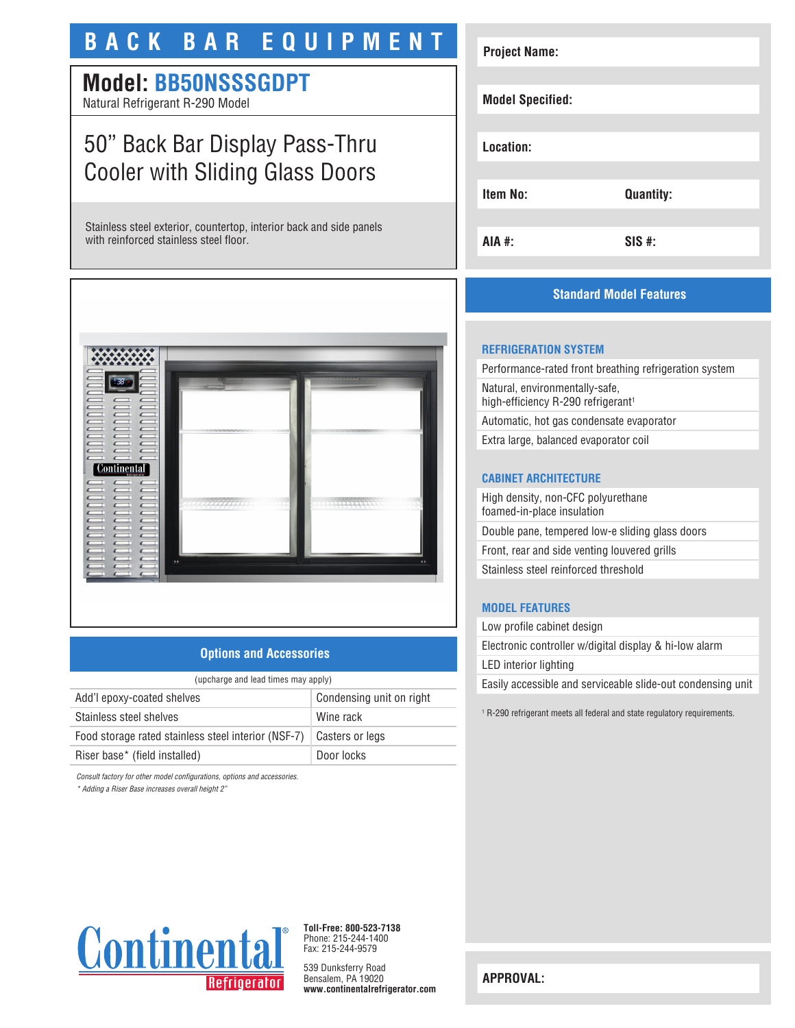# BACK BAR EQUIPMENT

## Model: BB50NSSSGDPT

Natural Refrigerant R-290 Model

## 50" Back Bar Display Pass-Thru Cooler with Sliding Glass Doors

Stainless steel exterior, countertop, interior back and side panels with reinforced stainless steel floor.

| | |
|---|---|
| **Project Name:** | |
| **Model Specified:** | |
| **Location:** | |
| **Item No:** | **Quantity:** |
| **AIA #:** | **SIS #:** |

## Standard Model Features

### REFRIGERATION SYSTEM

- Performance-rated front breathing refrigeration system
- Natural, environmentally-safe, high-efficiency R-290 refrigerant[1]
- Automatic, hot gas condensate evaporator
- Extra large, balanced evaporator coil

### CABINET ARCHITECTURE

- High density, non-CFC polyurethane foamed-in-place insulation
- Double pane, tempered low-e sliding glass doors
- Front, rear and side venting louvered grills
- Stainless steel reinforced threshold

### MODEL FEATURES

- Low profile cabinet design
- Electronic controller w/digital display & hi-low alarm
- LED interior lighting
- Easily accessible and serviceable slide-out condensing unit

[1] R-290 refrigerant meets all federal and state regulatory requirements.

## Options and Accessories

(upcharge and lead times may apply)

| | |
|---|---|
| Add'l epoxy-coated shelves | Condensing unit on right |
| Stainless steel shelves | Wine rack |
| Food storage rated stainless steel interior (NSF-7) | Casters or legs |
| Riser base* (field installed) | Door locks |

*Consult factory for other model configurations, options and accessories.*
*\* Adding a Riser Base increases overall height 2"*

Continental® Refrigerator

**Toll-Free: 800-523-7138**
Phone: 215-244-1400
Fax: 215-244-9579

539 Dunksferry Road
Bensalem, PA 19020
**www.continentalrefrigerator.com**

**APPROVAL:**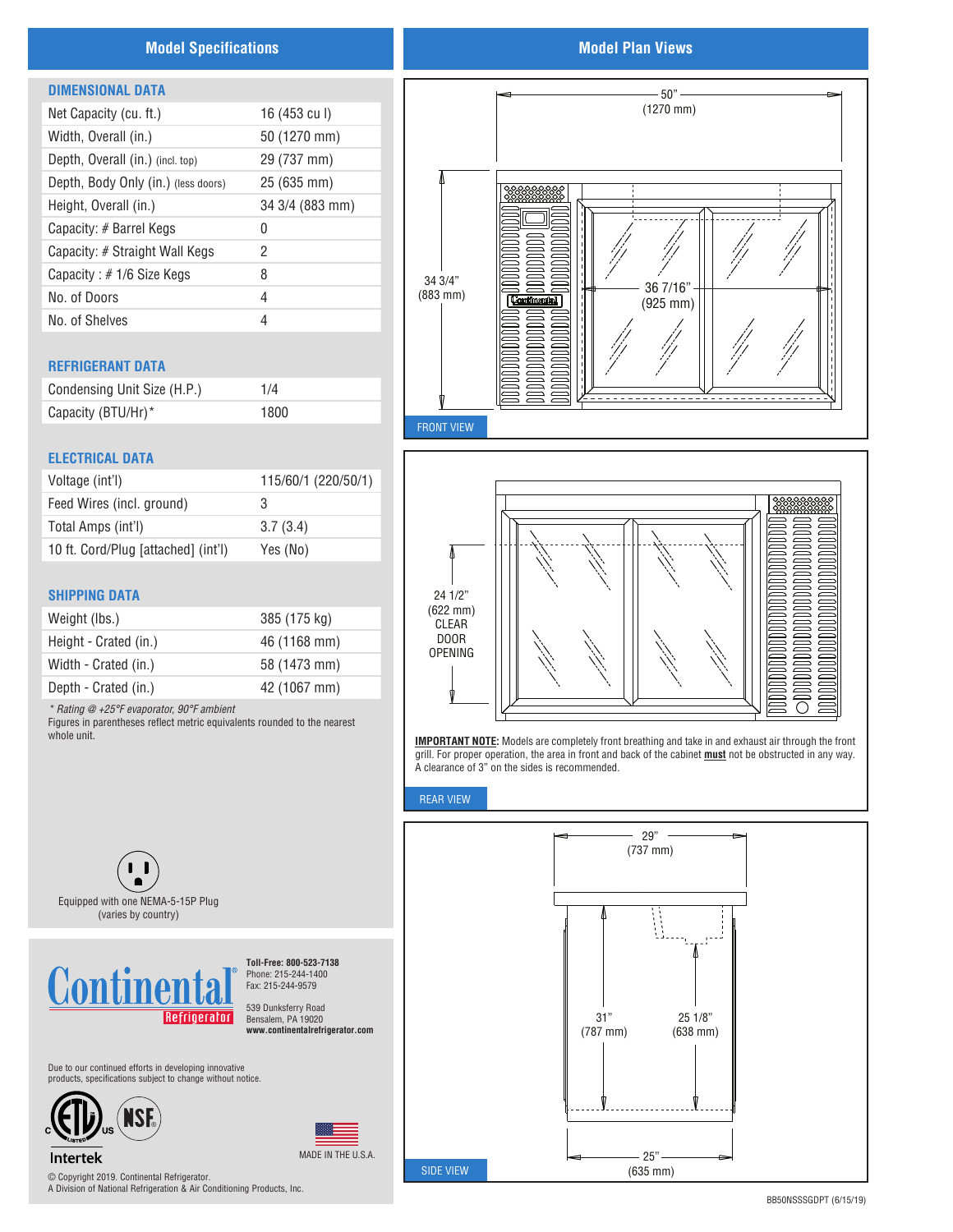## Model Specifications

### DIMENSIONAL DATA

| | |
|---|---|
| Net Capacity (cu. ft.) | 16 (453 cu l) |
| Width, Overall (in.) | 50 (1270 mm) |
| Depth, Overall (in.) (incl. top) | 29 (737 mm) |
| Depth, Body Only (in.) (less doors) | 25 (635 mm) |
| Height, Overall (in.) | 34 3/4 (883 mm) |
| Capacity: # Barrel Kegs | 0 |
| Capacity: # Straight Wall Kegs | 2 |
| Capacity : # 1/6 Size Kegs | 8 |
| No. of Doors | 4 |
| No. of Shelves | 4 |

### REFRIGERANT DATA

| | |
|---|---|
| Condensing Unit Size (H.P.) | 1/4 |
| Capacity (BTU/Hr)* | 1800 |

### ELECTRICAL DATA

| | |
|---|---|
| Voltage (int'l) | 115/60/1 (220/50/1) |
| Feed Wires (incl. ground) | 3 |
| Total Amps (int'l) | 3.7 (3.4) |
| 10 ft. Cord/Plug [attached] (int'l) | Yes (No) |

### SHIPPING DATA

| | |
|---|---|
| Weight (lbs.) | 385 (175 kg) |
| Height - Crated (in.) | 46 (1168 mm) |
| Width - Crated (in.) | 58 (1473 mm) |
| Depth - Crated (in.) | 42 (1067 mm) |

*\* Rating @ +25°F evaporator, 90°F ambient*

Figures in parentheses reflect metric equivalents rounded to the nearest whole unit.

Equipped with one NEMA-5-15P Plug (varies by country)

**Continental Refrigerator**

**Toll-Free: 800-523-7138**
Phone: 215-244-1400
Fax: 215-244-9579

539 Dunksferry Road
Bensalem, PA 19020
**www.continentalrefrigerator.com**

Due to our continued efforts in developing innovative products, specifications subject to change without notice.

Intertek

MADE IN THE U.S.A.

© Copyright 2019. Continental Refrigerator.
A Division of National Refrigeration & Air Conditioning Products, Inc.

## Model Plan Views

FRONT VIEW

50" (1270 mm)
34 3/4" (883 mm)
36 7/16" (925 mm)

REAR VIEW

24 1/2" (622 mm) CLEAR DOOR OPENING

**IMPORTANT NOTE:** Models are completely front breathing and take in and exhaust air through the front grill. For proper operation, the area in front and back of the cabinet **must** not be obstructed in any way. A clearance of 3" on the sides is recommended.

SIDE VIEW

29" (737 mm)
31" (787 mm)
25 1/8" (638 mm)
25" (635 mm)

BB50NSSSGDPT (6/15/19)